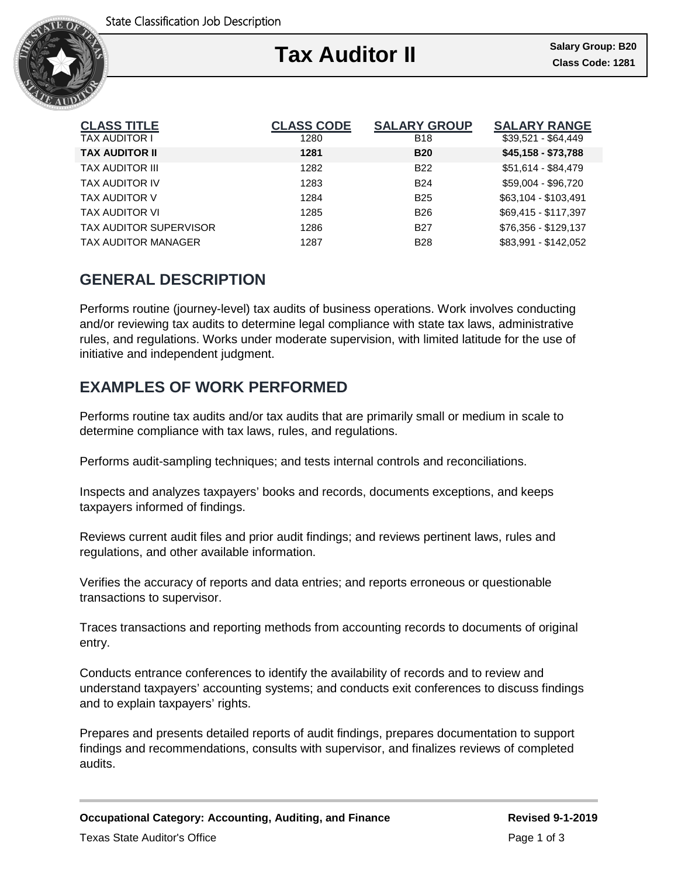State Classification Job Description

# Tax Auditor II

**Salary Group: B20**
**Class Code: 1281**

| CLASS TITLE | CLASS CODE | SALARY GROUP | SALARY RANGE |
|---|---|---|---|
| TAX AUDITOR I | 1280 | B18 | $39,521 - $64,449 |
| **TAX AUDITOR II** | **1281** | **B20** | **$45,158 - $73,788** |
| TAX AUDITOR III | 1282 | B22 | $51,614 - $84,479 |
| TAX AUDITOR IV | 1283 | B24 | $59,004 - $96,720 |
| TAX AUDITOR V | 1284 | B25 | $63,104 - $103,491 |
| TAX AUDITOR VI | 1285 | B26 | $69,415 - $117,397 |
| TAX AUDITOR SUPERVISOR | 1286 | B27 | $76,356 - $129,137 |
| TAX AUDITOR MANAGER | 1287 | B28 | $83,991 - $142,052 |

## GENERAL DESCRIPTION

Performs routine (journey-level) tax audits of business operations. Work involves conducting and/or reviewing tax audits to determine legal compliance with state tax laws, administrative rules, and regulations. Works under moderate supervision, with limited latitude for the use of initiative and independent judgment.

## EXAMPLES OF WORK PERFORMED

Performs routine tax audits and/or tax audits that are primarily small or medium in scale to determine compliance with tax laws, rules, and regulations.

Performs audit-sampling techniques; and tests internal controls and reconciliations.

Inspects and analyzes taxpayers' books and records, documents exceptions, and keeps taxpayers informed of findings.

Reviews current audit files and prior audit findings; and reviews pertinent laws, rules and regulations, and other available information.

Verifies the accuracy of reports and data entries; and reports erroneous or questionable transactions to supervisor.

Traces transactions and reporting methods from accounting records to documents of original entry.

Conducts entrance conferences to identify the availability of records and to review and understand taxpayers' accounting systems; and conducts exit conferences to discuss findings and to explain taxpayers' rights.

Prepares and presents detailed reports of audit findings, prepares documentation to support findings and recommendations, consults with supervisor, and finalizes reviews of completed audits.

**Occupational Category: Accounting, Auditing, and Finance** **Revised 9-1-2019**

Texas State Auditor's Office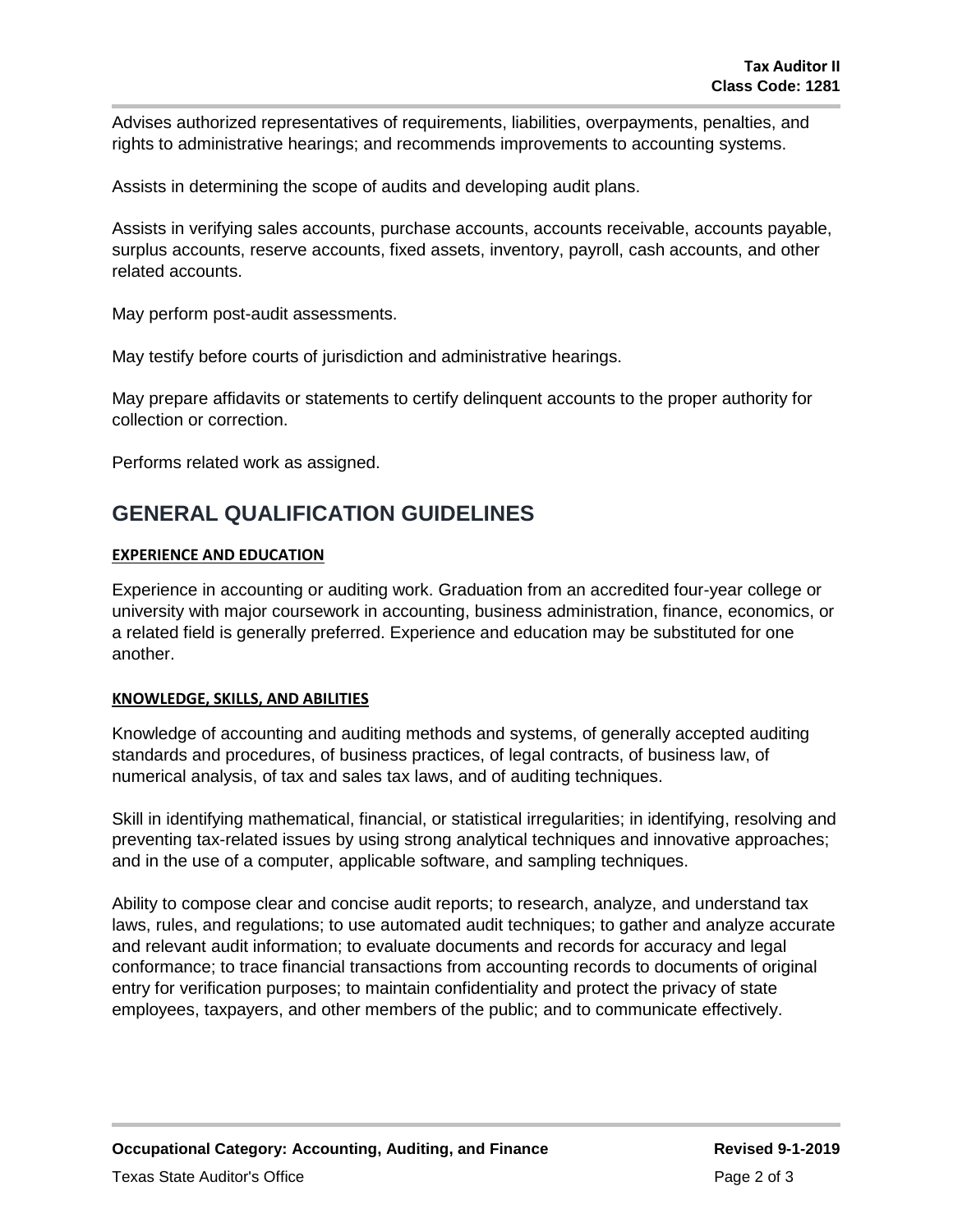Advises authorized representatives of requirements, liabilities, overpayments, penalties, and rights to administrative hearings; and recommends improvements to accounting systems.

Assists in determining the scope of audits and developing audit plans.

Assists in verifying sales accounts, purchase accounts, accounts receivable, accounts payable, surplus accounts, reserve accounts, fixed assets, inventory, payroll, cash accounts, and other related accounts.

May perform post-audit assessments.

May testify before courts of jurisdiction and administrative hearings.

May prepare affidavits or statements to certify delinquent accounts to the proper authority for collection or correction.

Performs related work as assigned.

## GENERAL QUALIFICATION GUIDELINES

### EXPERIENCE AND EDUCATION

Experience in accounting or auditing work. Graduation from an accredited four-year college or university with major coursework in accounting, business administration, finance, economics, or a related field is generally preferred. Experience and education may be substituted for one another.

### KNOWLEDGE, SKILLS, AND ABILITIES

Knowledge of accounting and auditing methods and systems, of generally accepted auditing standards and procedures, of business practices, of legal contracts, of business law, of numerical analysis, of tax and sales tax laws, and of auditing techniques.

Skill in identifying mathematical, financial, or statistical irregularities; in identifying, resolving and preventing tax-related issues by using strong analytical techniques and innovative approaches; and in the use of a computer, applicable software, and sampling techniques.

Ability to compose clear and concise audit reports; to research, analyze, and understand tax laws, rules, and regulations; to use automated audit techniques; to gather and analyze accurate and relevant audit information; to evaluate documents and records for accuracy and legal conformance; to trace financial transactions from accounting records to documents of original entry for verification purposes; to maintain confidentiality and protect the privacy of state employees, taxpayers, and other members of the public; and to communicate effectively.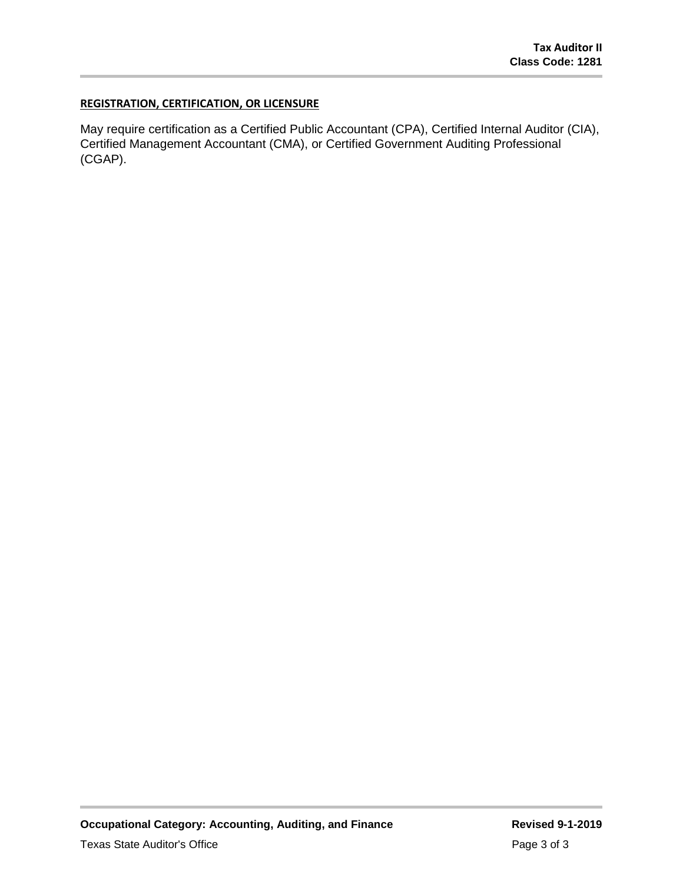## REGISTRATION, CERTIFICATION, OR LICENSURE

May require certification as a Certified Public Accountant (CPA), Certified Internal Auditor (CIA), Certified Management Accountant (CMA), or Certified Government Auditing Professional (CGAP).